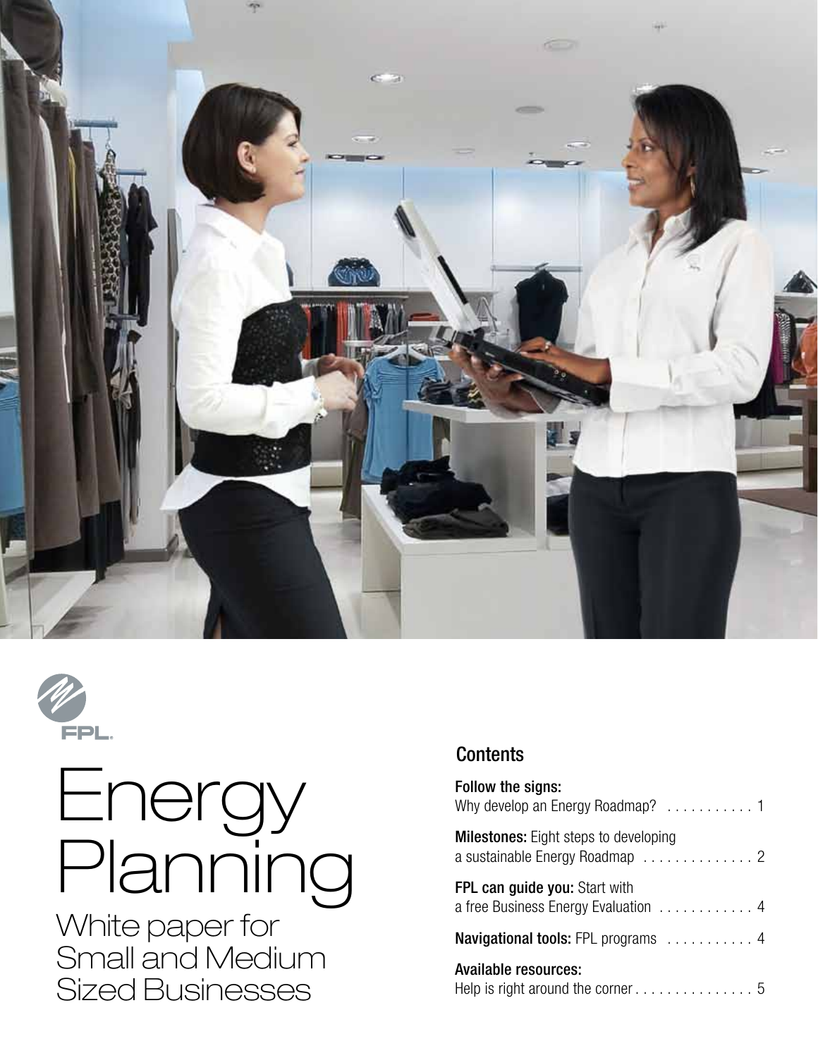FPL.

# Energy Planning

## White paper for Small and Medium Sized Businesses

### Contents

**Follow the signs:**
Why develop an Energy Roadmap? . . . . . . . . . . . 1

**Milestones:** Eight steps to developing a sustainable Energy Roadmap . . . . . . . . . . . . . . 2

**FPL can guide you:** Start with a free Business Energy Evaluation . . . . . . . . . . . . 4

**Navigational tools:** FPL programs . . . . . . . . . . . 4

**Available resources:**
Help is right around the corner . . . . . . . . . . . . . . . 5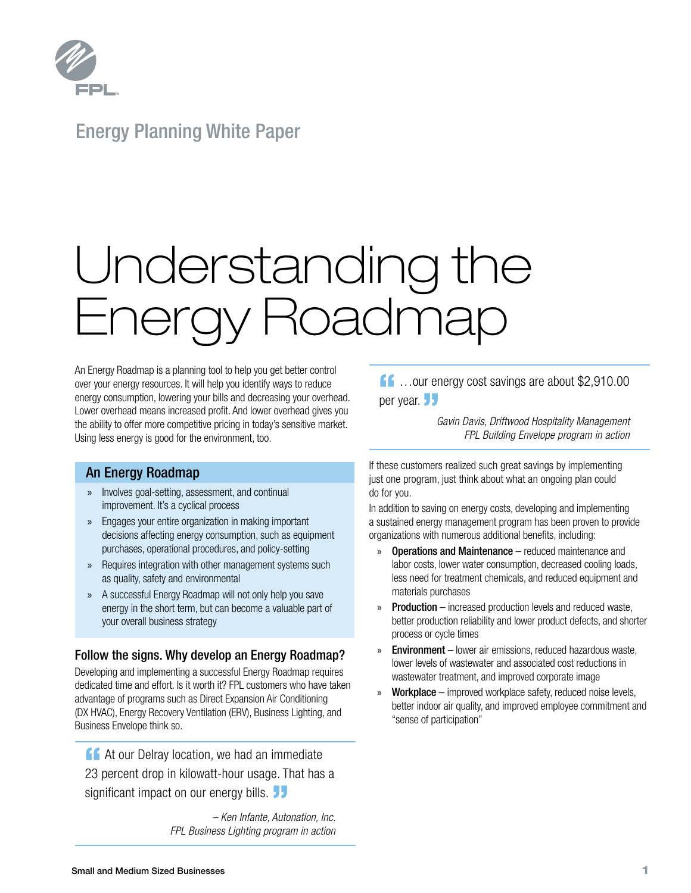Energy Planning White Paper

# Understanding the Energy Roadmap

An Energy Roadmap is a planning tool to help you get better control over your energy resources. It will help you identify ways to reduce energy consumption, lowering your bills and decreasing your overhead. Lower overhead means increased profit. And lower overhead gives you the ability to offer more competitive pricing in today's sensitive market. Using less energy is good for the environment, too.

## An Energy Roadmap

- Involves goal-setting, assessment, and continual improvement. It's a cyclical process
- Engages your entire organization in making important decisions affecting energy consumption, such as equipment purchases, operational procedures, and policy-setting
- Requires integration with other management systems such as quality, safety and environmental
- A successful Energy Roadmap will not only help you save energy in the short term, but can become a valuable part of your overall business strategy

## Follow the signs. Why develop an Energy Roadmap?

Developing and implementing a successful Energy Roadmap requires dedicated time and effort. Is it worth it? FPL customers who have taken advantage of programs such as Direct Expansion Air Conditioning (DX HVAC), Energy Recovery Ventilation (ERV), Business Lighting, and Business Envelope think so.

> “At our Delray location, we had an immediate 23 percent drop in kilowatt-hour usage. That has a significant impact on our energy bills.”
>
> *– Ken Infante, Autonation, Inc.*
> *FPL Business Lighting program in action*

> “…our energy cost savings are about $2,910.00 per year.”
>
> *Gavin Davis, Driftwood Hospitality Management*
> *FPL Building Envelope program in action*

If these customers realized such great savings by implementing just one program, just think about what an ongoing plan could do for you.

In addition to saving on energy costs, developing and implementing a sustained energy management program has been proven to provide organizations with numerous additional benefits, including:

- **Operations and Maintenance** – reduced maintenance and labor costs, lower water consumption, decreased cooling loads, less need for treatment chemicals, and reduced equipment and materials purchases
- **Production** – increased production levels and reduced waste, better production reliability and lower product defects, and shorter process or cycle times
- **Environment** – lower air emissions, reduced hazardous waste, lower levels of wastewater and associated cost reductions in wastewater treatment, and improved corporate image
- **Workplace** – improved workplace safety, reduced noise levels, better indoor air quality, and improved employee commitment and “sense of participation”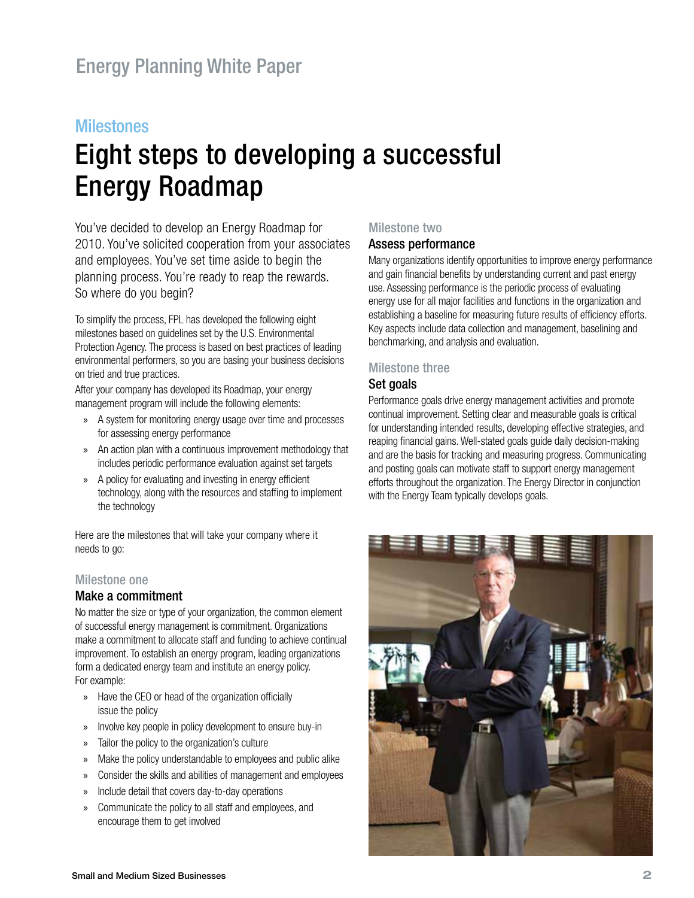# Milestones

## Eight steps to developing a successful Energy Roadmap

You've decided to develop an Energy Roadmap for 2010. You've solicited cooperation from your associates and employees. You've set time aside to begin the planning process. You're ready to reap the rewards. So where do you begin?

To simplify the process, FPL has developed the following eight milestones based on guidelines set by the U.S. Environmental Protection Agency. The process is based on best practices of leading environmental performers, so you are basing your business decisions on tried and true practices.

After your company has developed its Roadmap, your energy management program will include the following elements:

- A system for monitoring energy usage over time and processes for assessing energy performance
- An action plan with a continuous improvement methodology that includes periodic performance evaluation against set targets
- A policy for evaluating and investing in energy efficient technology, along with the resources and staffing to implement the technology

Here are the milestones that will take your company where it needs to go:

### Milestone one

#### Make a commitment

No matter the size or type of your organization, the common element of successful energy management is commitment. Organizations make a commitment to allocate staff and funding to achieve continual improvement. To establish an energy program, leading organizations form a dedicated energy team and institute an energy policy. For example:

- Have the CEO or head of the organization officially issue the policy
- Involve key people in policy development to ensure buy-in
- Tailor the policy to the organization's culture
- Make the policy understandable to employees and public alike
- Consider the skills and abilities of management and employees
- Include detail that covers day-to-day operations
- Communicate the policy to all staff and employees, and encourage them to get involved

### Milestone two

#### Assess performance

Many organizations identify opportunities to improve energy performance and gain financial benefits by understanding current and past energy use. Assessing performance is the periodic process of evaluating energy use for all major facilities and functions in the organization and establishing a baseline for measuring future results of efficiency efforts. Key aspects include data collection and management, baselining and benchmarking, and analysis and evaluation.

### Milestone three

#### Set goals

Performance goals drive energy management activities and promote continual improvement. Setting clear and measurable goals is critical for understanding intended results, developing effective strategies, and reaping financial gains. Well-stated goals guide daily decision-making and are the basis for tracking and measuring progress. Communicating and posting goals can motivate staff to support energy management efforts throughout the organization. The Energy Director in conjunction with the Energy Team typically develops goals.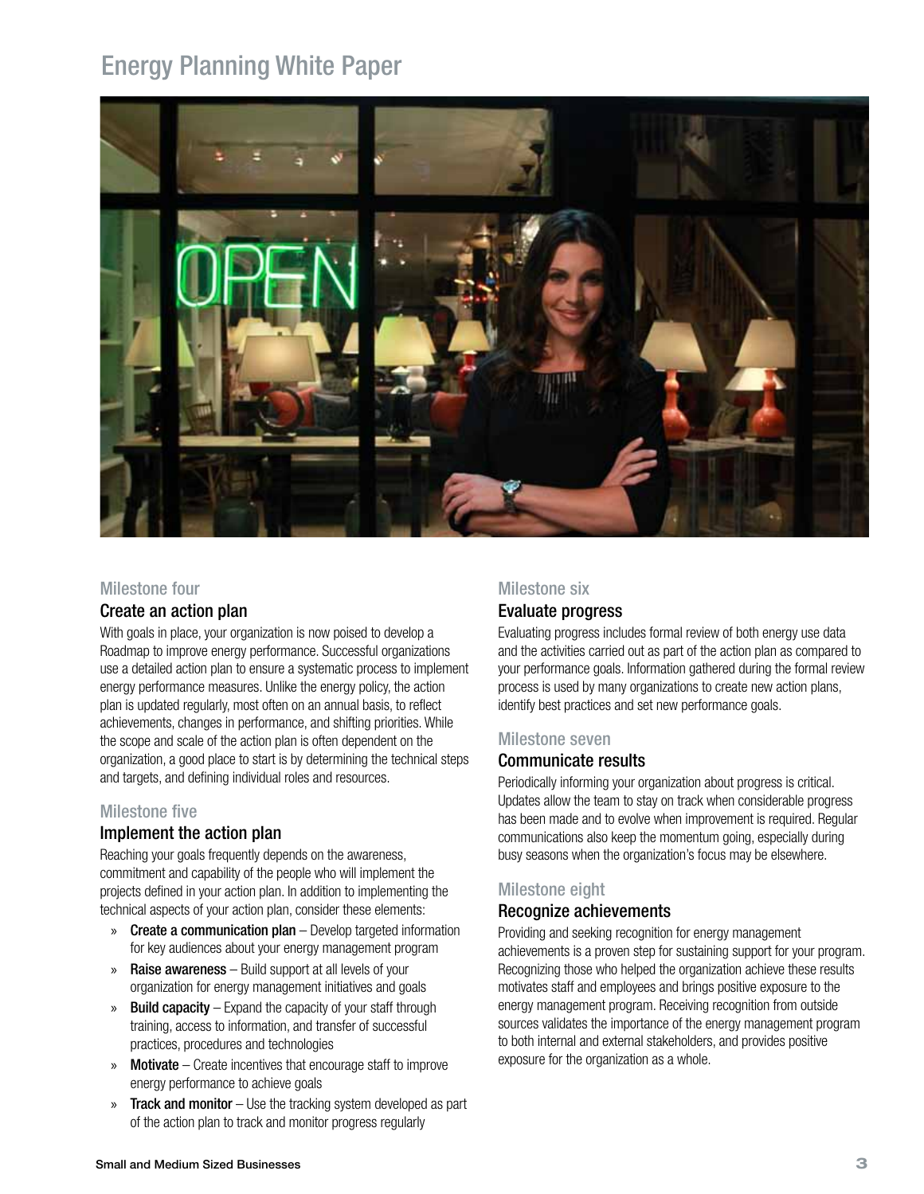### Milestone four

## Create an action plan

With goals in place, your organization is now poised to develop a Roadmap to improve energy performance. Successful organizations use a detailed action plan to ensure a systematic process to implement energy performance measures. Unlike the energy policy, the action plan is updated regularly, most often on an annual basis, to reflect achievements, changes in performance, and shifting priorities. While the scope and scale of the action plan is often dependent on the organization, a good place to start is by determining the technical steps and targets, and defining individual roles and resources.

### Milestone five

## Implement the action plan

Reaching your goals frequently depends on the awareness, commitment and capability of the people who will implement the projects defined in your action plan. In addition to implementing the technical aspects of your action plan, consider these elements:

- **Create a communication plan** – Develop targeted information for key audiences about your energy management program
- **Raise awareness** – Build support at all levels of your organization for energy management initiatives and goals
- **Build capacity** – Expand the capacity of your staff through training, access to information, and transfer of successful practices, procedures and technologies
- **Motivate** – Create incentives that encourage staff to improve energy performance to achieve goals
- **Track and monitor** – Use the tracking system developed as part of the action plan to track and monitor progress regularly

### Milestone six

## Evaluate progress

Evaluating progress includes formal review of both energy use data and the activities carried out as part of the action plan as compared to your performance goals. Information gathered during the formal review process is used by many organizations to create new action plans, identify best practices and set new performance goals.

### Milestone seven

## Communicate results

Periodically informing your organization about progress is critical. Updates allow the team to stay on track when considerable progress has been made and to evolve when improvement is required. Regular communications also keep the momentum going, especially during busy seasons when the organization's focus may be elsewhere.

### Milestone eight

## Recognize achievements

Providing and seeking recognition for energy management achievements is a proven step for sustaining support for your program. Recognizing those who helped the organization achieve these results motivates staff and employees and brings positive exposure to the energy management program. Receiving recognition from outside sources validates the importance of the energy management program to both internal and external stakeholders, and provides positive exposure for the organization as a whole.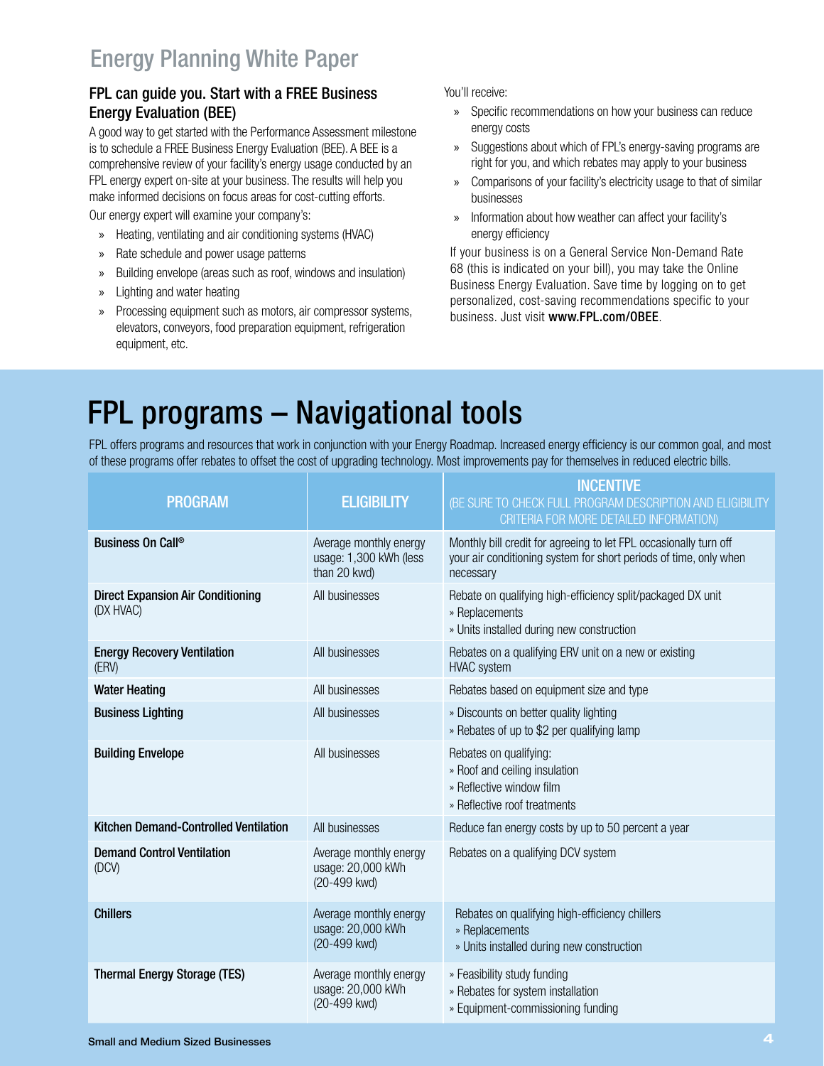# Energy Planning White Paper

## FPL can guide you. Start with a FREE Business Energy Evaluation (BEE)

A good way to get started with the Performance Assessment milestone is to schedule a FREE Business Energy Evaluation (BEE). A BEE is a comprehensive review of your facility's energy usage conducted by an FPL energy expert on-site at your business. The results will help you make informed decisions on focus areas for cost-cutting efforts.

Our energy expert will examine your company's:

- Heating, ventilating and air conditioning systems (HVAC)
- Rate schedule and power usage patterns
- Building envelope (areas such as roof, windows and insulation)
- Lighting and water heating
- Processing equipment such as motors, air compressor systems, elevators, conveyors, food preparation equipment, refrigeration equipment, etc.

You'll receive:

- Specific recommendations on how your business can reduce energy costs
- Suggestions about which of FPL's energy-saving programs are right for you, and which rebates may apply to your business
- Comparisons of your facility's electricity usage to that of similar businesses
- Information about how weather can affect your facility's energy efficiency

If your business is on a General Service Non-Demand Rate 68 (this is indicated on your bill), you may take the Online Business Energy Evaluation. Save time by logging on to get personalized, cost-saving recommendations specific to your business. Just visit **www.FPL.com/OBEE**.

# FPL programs – Navigational tools

FPL offers programs and resources that work in conjunction with your Energy Roadmap. Increased energy efficiency is our common goal, and most of these programs offer rebates to offset the cost of upgrading technology. Most improvements pay for themselves in reduced electric bills.

| PROGRAM | ELIGIBILITY | INCENTIVE (BE SURE TO CHECK FULL PROGRAM DESCRIPTION AND ELIGIBILITY CRITERIA FOR MORE DETAILED INFORMATION) |
|---|---|---|
| **Business On Call®** | Average monthly energy usage: 1,300 kWh (less than 20 kwd) | Monthly bill credit for agreeing to let FPL occasionally turn off your air conditioning system for short periods of time, only when necessary |
| **Direct Expansion Air Conditioning** (DX HVAC) | All businesses | Rebate on qualifying high-efficiency split/packaged DX unit<br>» Replacements<br>» Units installed during new construction |
| **Energy Recovery Ventilation** (ERV) | All businesses | Rebates on a qualifying ERV unit on a new or existing HVAC system |
| **Water Heating** | All businesses | Rebates based on equipment size and type |
| **Business Lighting** | All businesses | » Discounts on better quality lighting<br>» Rebates of up to $2 per qualifying lamp |
| **Building Envelope** | All businesses | Rebates on qualifying:<br>» Roof and ceiling insulation<br>» Reflective window film<br>» Reflective roof treatments |
| **Kitchen Demand-Controlled Ventilation** | All businesses | Reduce fan energy costs by up to 50 percent a year |
| **Demand Control Ventilation** (DCV) | Average monthly energy usage: 20,000 kWh (20-499 kwd) | Rebates on a qualifying DCV system |
| **Chillers** | Average monthly energy usage: 20,000 kWh (20-499 kwd) | Rebates on qualifying high-efficiency chillers<br>» Replacements<br>» Units installed during new construction |
| **Thermal Energy Storage (TES)** | Average monthly energy usage: 20,000 kWh (20-499 kwd) | » Feasibility study funding<br>» Rebates for system installation<br>» Equipment-commissioning funding |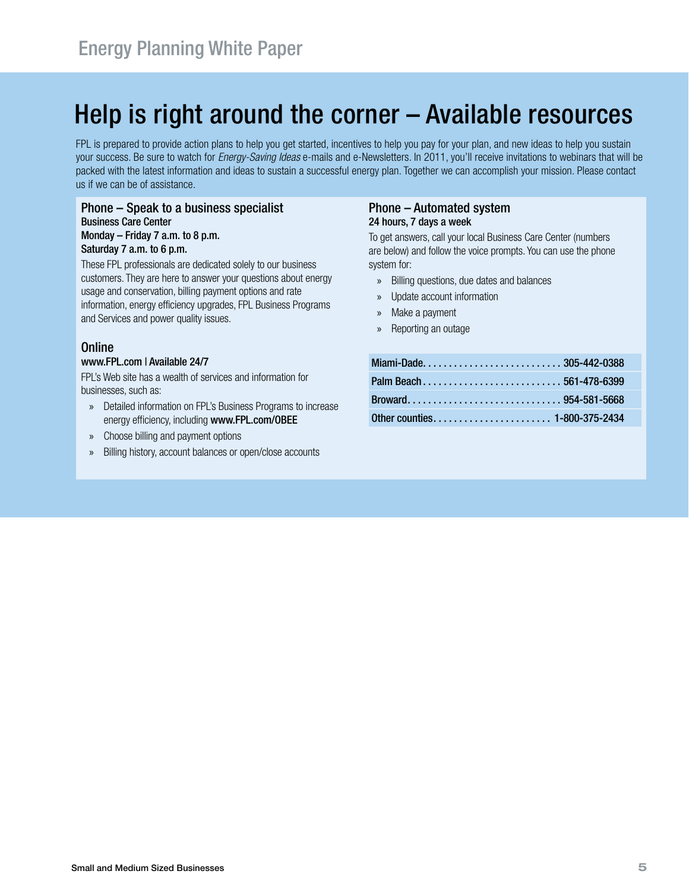# Help is right around the corner – Available resources

FPL is prepared to provide action plans to help you get started, incentives to help you pay for your plan, and new ideas to help you sustain your success. Be sure to watch for *Energy-Saving Ideas* e-mails and e-Newsletters. In 2011, you'll receive invitations to webinars that will be packed with the latest information and ideas to sustain a successful energy plan. Together we can accomplish your mission. Please contact us if we can be of assistance.

## Phone – Speak to a business specialist

**Business Care Center**
**Monday – Friday 7 a.m. to 8 p.m.**
**Saturday 7 a.m. to 6 p.m.**

These FPL professionals are dedicated solely to our business customers. They are here to answer your questions about energy usage and conservation, billing payment options and rate information, energy efficiency upgrades, FPL Business Programs and Services and power quality issues.

## Online

**www.FPL.com | Available 24/7**

FPL's Web site has a wealth of services and information for businesses, such as:

- Detailed information on FPL's Business Programs to increase energy efficiency, including **www.FPL.com/OBEE**
- Choose billing and payment options
- Billing history, account balances or open/close accounts

## Phone – Automated system

**24 hours, 7 days a week**

To get answers, call your local Business Care Center (numbers are below) and follow the voice prompts. You can use the phone system for:

- Billing questions, due dates and balances
- Update account information
- Make a payment
- Reporting an outage

| | |
|---|---|
| Miami-Dade | 305-442-0388 |
| Palm Beach | 561-478-6399 |
| Broward | 954-581-5668 |
| Other counties | 1-800-375-2434 |